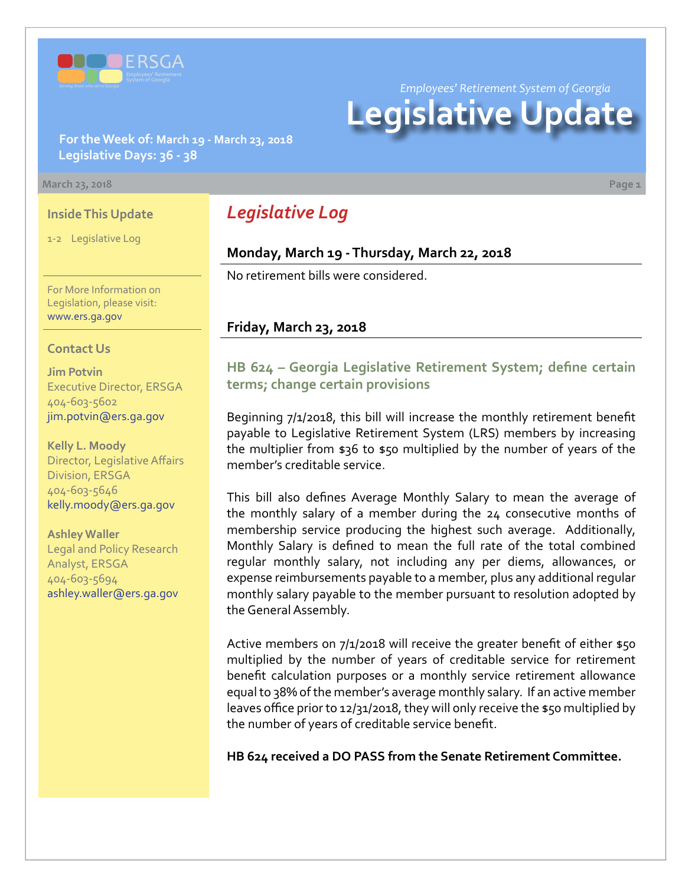ERSGA

Employees' Retirement System of Georgia

Serving those who serve Georgia

*Employees' Retirement System of Georgia*

# Legislative Update

**For the Week of: March 19 - March 23, 2018**
**Legislative Days: 36 - 38**

March 23, 2018

### Inside This Update

1-2 Legislative Log

For More Information on Legislation, please visit: www.ers.ga.gov

### Contact Us

**Jim Potvin**
Executive Director, ERSGA
404-603-5602
jim.potvin@ers.ga.gov

**Kelly L. Moody**
Director, Legislative Affairs Division, ERSGA
404-603-5646
kelly.moody@ers.ga.gov

**Ashley Waller**
Legal and Policy Research Analyst, ERSGA
404-603-5694
ashley.waller@ers.ga.gov

## *Legislative Log*

### Monday, March 19 - Thursday, March 22, 2018

No retirement bills were considered.

### Friday, March 23, 2018

#### HB 624 – Georgia Legislative Retirement System; define certain terms; change certain provisions

Beginning 7/1/2018, this bill will increase the monthly retirement benefit payable to Legislative Retirement System (LRS) members by increasing the multiplier from $36 to $50 multiplied by the number of years of the member's creditable service.

This bill also defines Average Monthly Salary to mean the average of the monthly salary of a member during the 24 consecutive months of membership service producing the highest such average. Additionally, Monthly Salary is defined to mean the full rate of the total combined regular monthly salary, not including any per diems, allowances, or expense reimbursements payable to a member, plus any additional regular monthly salary payable to the member pursuant to resolution adopted by the General Assembly.

Active members on 7/1/2018 will receive the greater benefit of either $50 multiplied by the number of years of creditable service for retirement benefit calculation purposes or a monthly service retirement allowance equal to 38% of the member's average monthly salary. If an active member leaves office prior to 12/31/2018, they will only receive the $50 multiplied by the number of years of creditable service benefit.

**HB 624 received a DO PASS from the Senate Retirement Committee.**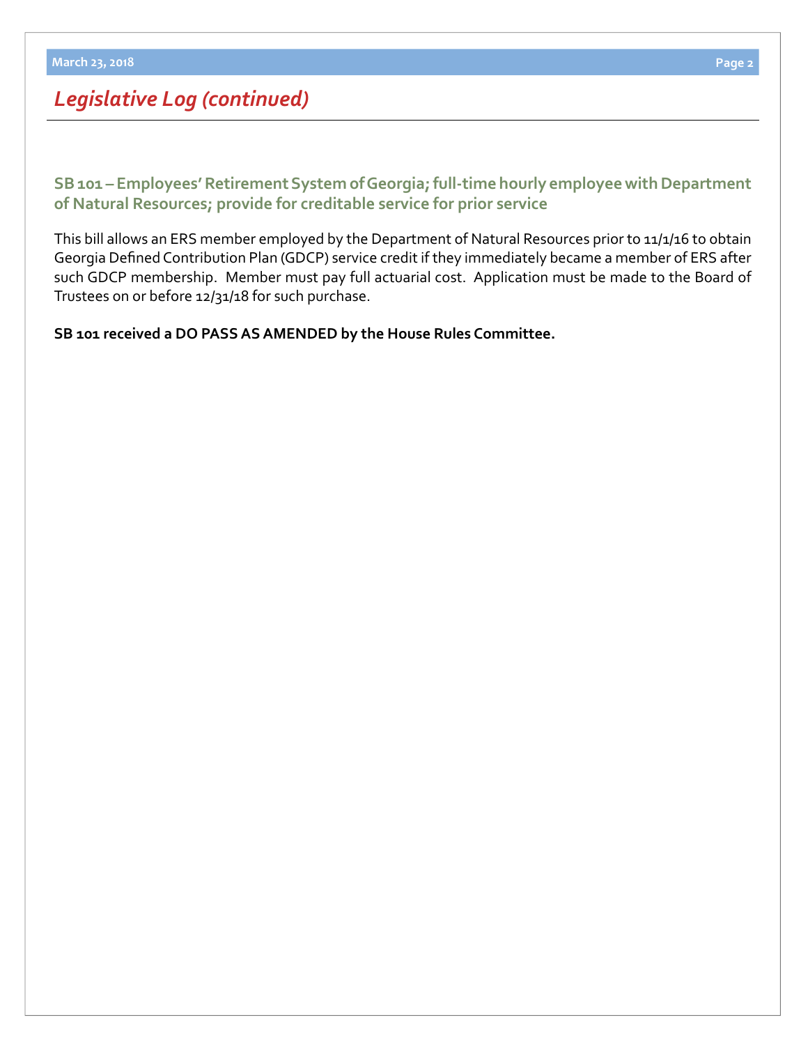## Legislative Log (continued)

### SB 101 – Employees' Retirement System of Georgia; full-time hourly employee with Department of Natural Resources; provide for creditable service for prior service

This bill allows an ERS member employed by the Department of Natural Resources prior to 11/1/16 to obtain Georgia Defined Contribution Plan (GDCP) service credit if they immediately became a member of ERS after such GDCP membership. Member must pay full actuarial cost. Application must be made to the Board of Trustees on or before 12/31/18 for such purchase.

**SB 101 received a DO PASS AS AMENDED by the House Rules Committee.**